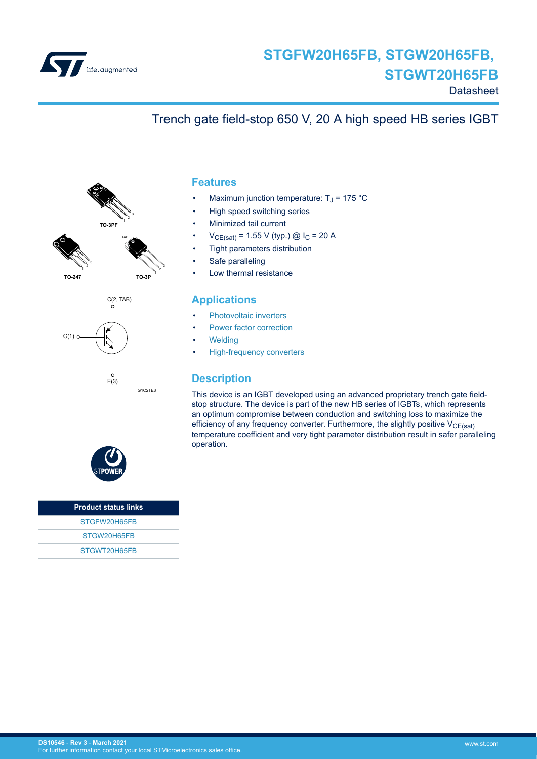# STGFW20H65FB, STGW20H65FB, STGWT20H65FB

Datasheet

## Trench gate field-stop 650 V, 20 A high speed HB series IGBT

TO-3PF

TO-247

TO-3P

C(2, TAB)

G(1)

E(3)

G1C2TE3

| Product status links |
|---|
| STGFW20H65FB |
| STGW20H65FB |
| STGWT20H65FB |

## Features

- Maximum junction temperature: $T_J$ = 175 °C
- High speed switching series
- Minimized tail current
- $V_{CE(sat)}$ = 1.55 V (typ.) @ $I_C$ = 20 A
- Tight parameters distribution
- Safe paralleling
- Low thermal resistance

## Applications

- Photovoltaic inverters
- Power factor correction
- Welding
- High-frequency converters

## Description

This device is an IGBT developed using an advanced proprietary trench gate field-stop structure. The device is part of the new HB series of IGBTs, which represents an optimum compromise between conduction and switching loss to maximize the efficiency of any frequency converter. Furthermore, the slightly positive $V_{CE(sat)}$ temperature coefficient and very tight parameter distribution result in safer paralleling operation.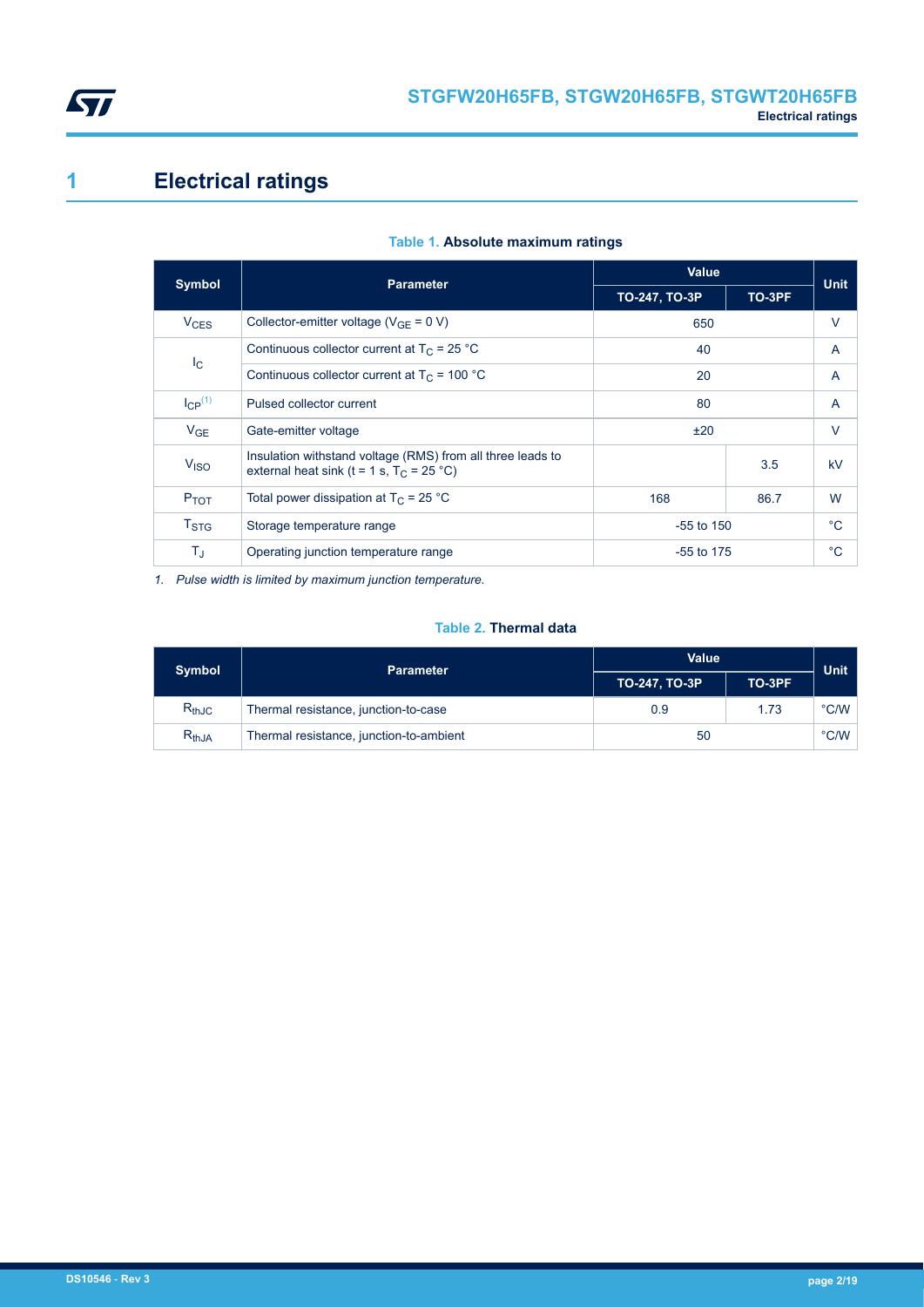# 1 Electrical ratings

**Table 1. Absolute maximum ratings**

| Symbol | Parameter | Value | | Unit |
|---|---|---|---|---|
| | | TO-247, TO-3P | TO-3PF | |
| $V_{CES}$ | Collector-emitter voltage ($V_{GE}$ = 0 V) | 650 | | V |
| $I_C$ | Continuous collector current at $T_C$ = 25 °C | 40 | | A |
| | Continuous collector current at $T_C$ = 100 °C | 20 | | A |
| $I_{CP}$ [(1)] | Pulsed collector current | 80 | | A |
| $V_{GE}$ | Gate-emitter voltage | ±20 | | V |
| $V_{ISO}$ | Insulation withstand voltage (RMS) from all three leads to external heat sink (t = 1 s, $T_C$ = 25 °C) | | 3.5 | kV |
| $P_{TOT}$ | Total power dissipation at $T_C$ = 25 °C | 168 | 86.7 | W |
| $T_{STG}$ | Storage temperature range | -55 to 150 | | °C |
| $T_J$ | Operating junction temperature range | -55 to 175 | | °C |

*1. Pulse width is limited by maximum junction temperature.*

**Table 2. Thermal data**

| Symbol | Parameter | Value | | Unit |
|---|---|---|---|---|
| | | TO-247, TO-3P | TO-3PF | |
| $R_{thJC}$ | Thermal resistance, junction-to-case | 0.9 | 1.73 | °C/W |
| $R_{thJA}$ | Thermal resistance, junction-to-ambient | 50 | | °C/W |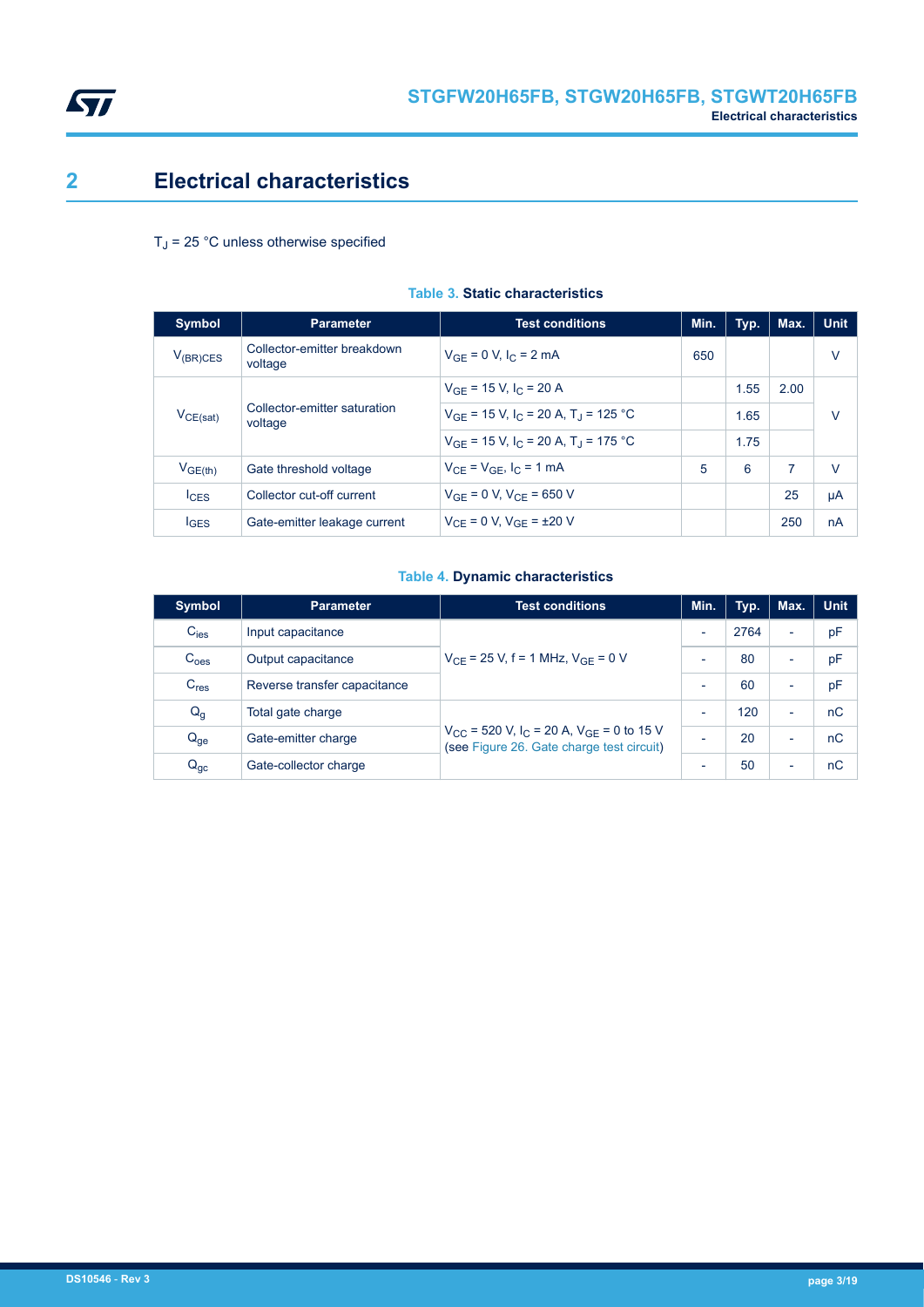# 2 Electrical characteristics

$T_J$ = 25 °C unless otherwise specified

**Table 3. Static characteristics**

| Symbol | Parameter | Test conditions | Min. | Typ. | Max. | Unit |
|---|---|---|---|---|---|---|
| $V_{(BR)CES}$ | Collector-emitter breakdown voltage | $V_{GE}$ = 0 V, $I_C$ = 2 mA | 650 | | | V |
| $V_{CE(sat)}$ | Collector-emitter saturation voltage | $V_{GE}$ = 15 V, $I_C$ = 20 A | | 1.55 | 2.00 | V |
| | | $V_{GE}$ = 15 V, $I_C$ = 20 A, $T_J$ = 125 °C | | 1.65 | | |
| | | $V_{GE}$ = 15 V, $I_C$ = 20 A, $T_J$ = 175 °C | | 1.75 | | |
| $V_{GE(th)}$ | Gate threshold voltage | $V_{CE}$ = $V_{GE}$, $I_C$ = 1 mA | 5 | 6 | 7 | V |
| $I_{CES}$ | Collector cut-off current | $V_{GE}$ = 0 V, $V_{CE}$ = 650 V | | | 25 | µA |
| $I_{GES}$ | Gate-emitter leakage current | $V_{CE}$ = 0 V, $V_{GE}$ = ±20 V | | | 250 | nA |

**Table 4. Dynamic characteristics**

| Symbol | Parameter | Test conditions | Min. | Typ. | Max. | Unit |
|---|---|---|---|---|---|---|
| $C_{ies}$ | Input capacitance | $V_{CE}$ = 25 V, f = 1 MHz, $V_{GE}$ = 0 V | - | 2764 | - | pF |
| $C_{oes}$ | Output capacitance | | - | 80 | - | pF |
| $C_{res}$ | Reverse transfer capacitance | | - | 60 | - | pF |
| $Q_g$ | Total gate charge | $V_{CC}$ = 520 V, $I_C$ = 20 A, $V_{GE}$ = 0 to 15 V (see Figure 26. Gate charge test circuit) | - | 120 | - | nC |
| $Q_{ge}$ | Gate-emitter charge | | - | 20 | - | nC |
| $Q_{gc}$ | Gate-collector charge | | - | 50 | - | nC |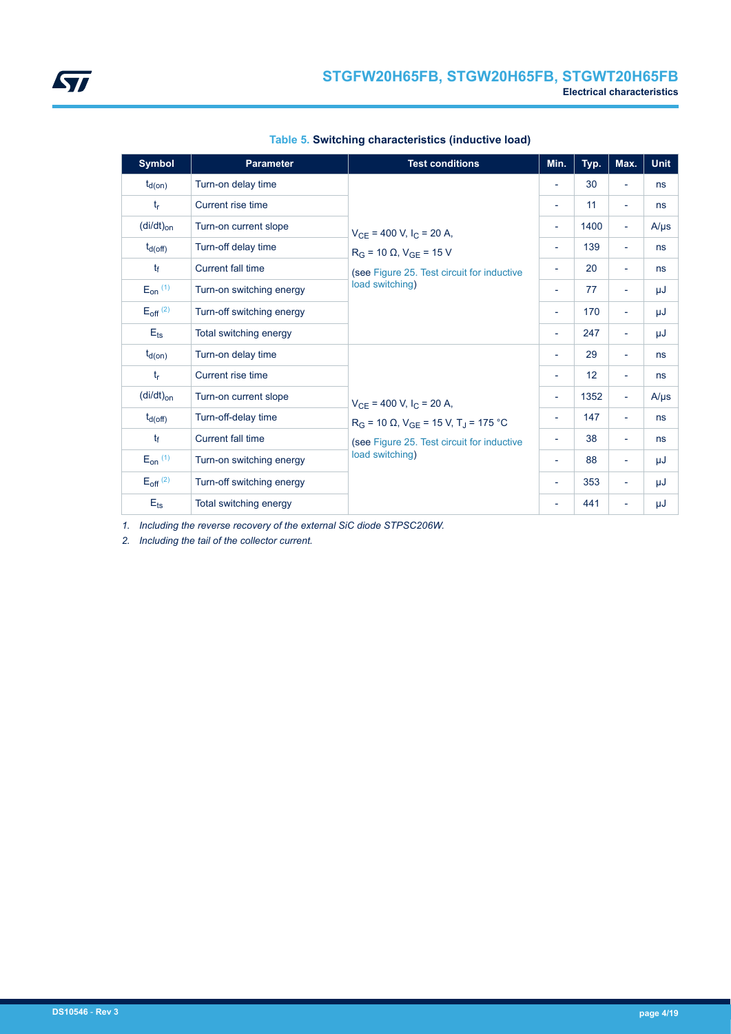**Table 5. Switching characteristics (inductive load)**

| Symbol | Parameter | Test conditions | Min. | Typ. | Max. | Unit |
|---|---|---|---|---|---|---|
| $t_{d(on)}$ | Turn-on delay time | $V_{CE}$ = 400 V, $I_C$ = 20 A, $R_G$ = 10 Ω, $V_{GE}$ = 15 V (see Figure 25. Test circuit for inductive load switching) | - | 30 | - | ns |
| $t_r$ | Current rise time | | - | 11 | - | ns |
| $(di/dt)_{on}$ | Turn-on current slope | | - | 1400 | - | A/μs |
| $t_{d(off)}$ | Turn-off delay time | | - | 139 | - | ns |
| $t_f$ | Current fall time | | - | 20 | - | ns |
| $E_{on}$ (1) | Turn-on switching energy | | - | 77 | - | μJ |
| $E_{off}$ (2) | Turn-off switching energy | | - | 170 | - | μJ |
| $E_{ts}$ | Total switching energy | | - | 247 | - | μJ |
| $t_{d(on)}$ | Turn-on delay time | $V_{CE}$ = 400 V, $I_C$ = 20 A, $R_G$ = 10 Ω, $V_{GE}$ = 15 V, $T_J$ = 175 °C (see Figure 25. Test circuit for inductive load switching) | - | 29 | - | ns |
| $t_r$ | Current rise time | | - | 12 | - | ns |
| $(di/dt)_{on}$ | Turn-on current slope | | - | 1352 | - | A/μs |
| $t_{d(off)}$ | Turn-off-delay time | | - | 147 | - | ns |
| $t_f$ | Current fall time | | - | 38 | - | ns |
| $E_{on}$ (1) | Turn-on switching energy | | - | 88 | - | μJ |
| $E_{off}$ (2) | Turn-off switching energy | | - | 353 | - | μJ |
| $E_{ts}$ | Total switching energy | | - | 441 | - | μJ |

1. *Including the reverse recovery of the external SiC diode STPSC206W.*
2. *Including the tail of the collector current.*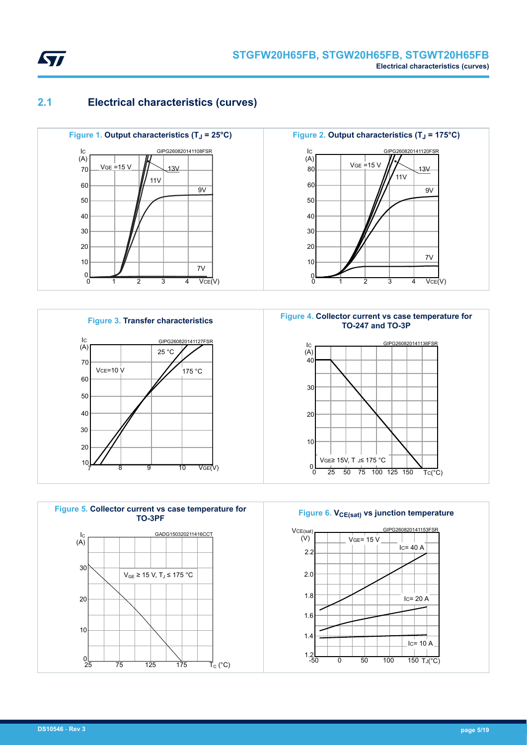## 2.1 Electrical characteristics (curves)

**Figure 1.** Output characteristics ($T_J$ = 25°C)

**Figure 2.** Output characteristics ($T_J$ = 175°C)

**Figure 3.** Transfer characteristics

**Figure 4.** Collector current vs case temperature for TO-247 and TO-3P

**Figure 5.** Collector current vs case temperature for TO-3PF

**Figure 6.** $V_{CE(sat)}$ vs junction temperature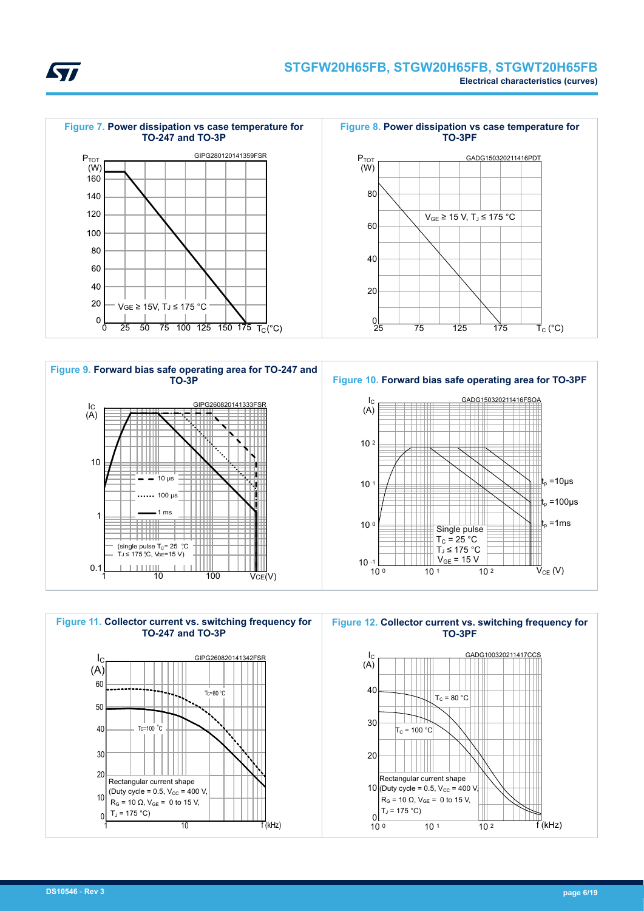**Figure 7. Power dissipation vs case temperature for TO-247 and TO-3P**

**Figure 8. Power dissipation vs case temperature for TO-3PF**

**Figure 9. Forward bias safe operating area for TO-247 and TO-3P**

**Figure 10. Forward bias safe operating area for TO-3PF**

**Figure 11. Collector current vs. switching frequency for TO-247 and TO-3P**

**Figure 12. Collector current vs. switching frequency for TO-3PF**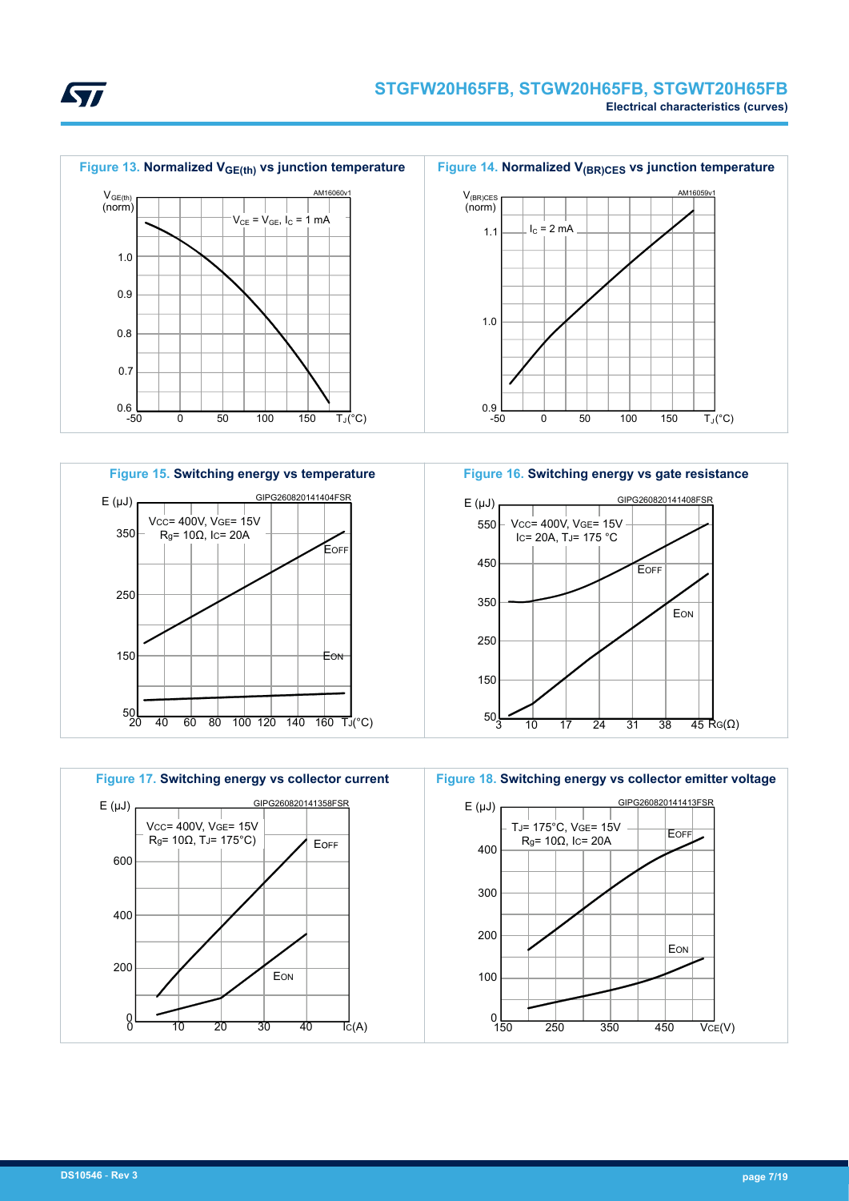**Figure 13.** Normalized $V_{GE(th)}$ vs junction temperature

**Figure 14.** Normalized $V_{(BR)CES}$ vs junction temperature

**Figure 15.** Switching energy vs temperature

**Figure 16.** Switching energy vs gate resistance

**Figure 17.** Switching energy vs collector current

**Figure 18.** Switching energy vs collector emitter voltage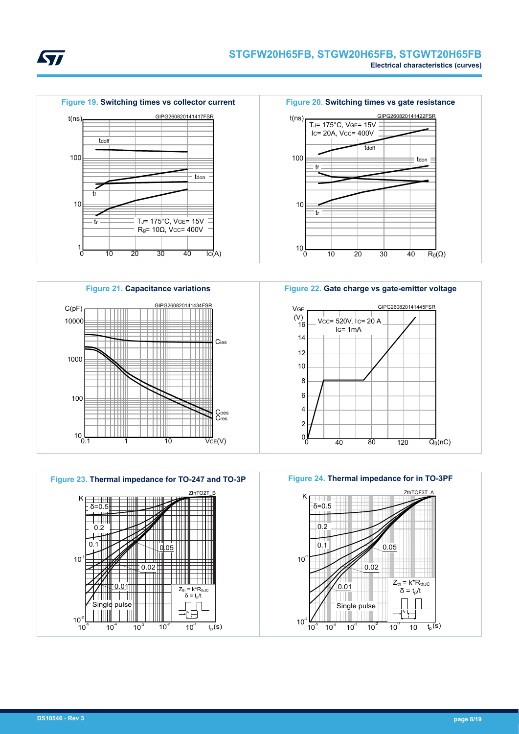Figure 19. Switching times vs collector current

Figure 20. Switching times vs gate resistance

Figure 21. Capacitance variations

Figure 22. Gate charge vs gate-emitter voltage

Figure 23. Thermal impedance for TO-247 and TO-3P

Figure 24. Thermal impedance for in TO-3PF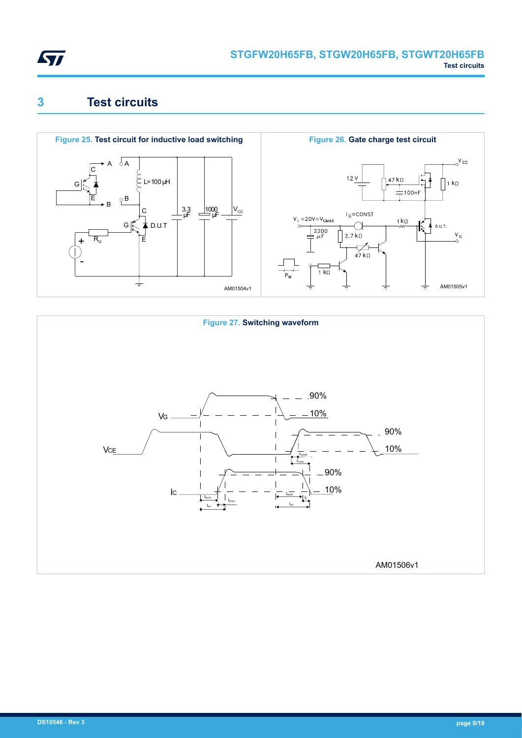# 3 Test circuits

Figure 25. Test circuit for inductive load switching

Figure 26. Gate charge test circuit

Figure 27. Switching waveform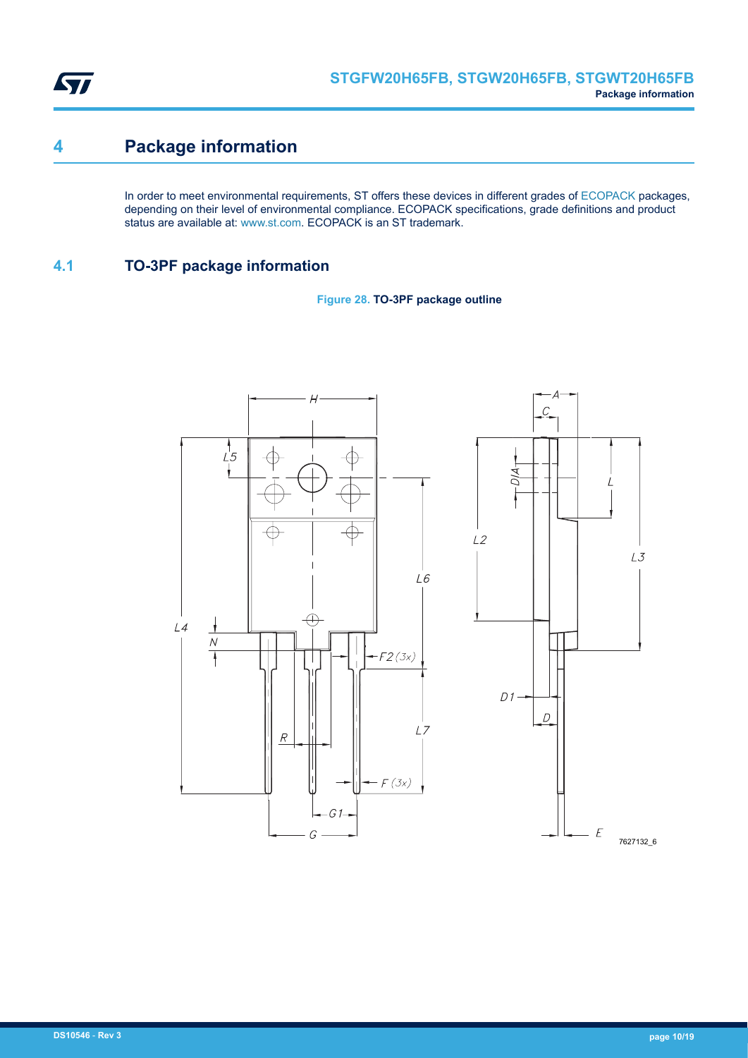# 4 Package information

In order to meet environmental requirements, ST offers these devices in different grades of ECOPACK packages, depending on their level of environmental compliance. ECOPACK specifications, grade definitions and product status are available at: www.st.com. ECOPACK is an ST trademark.

## 4.1 TO-3PF package information

**Figure 28. TO-3PF package outline**

7627132_6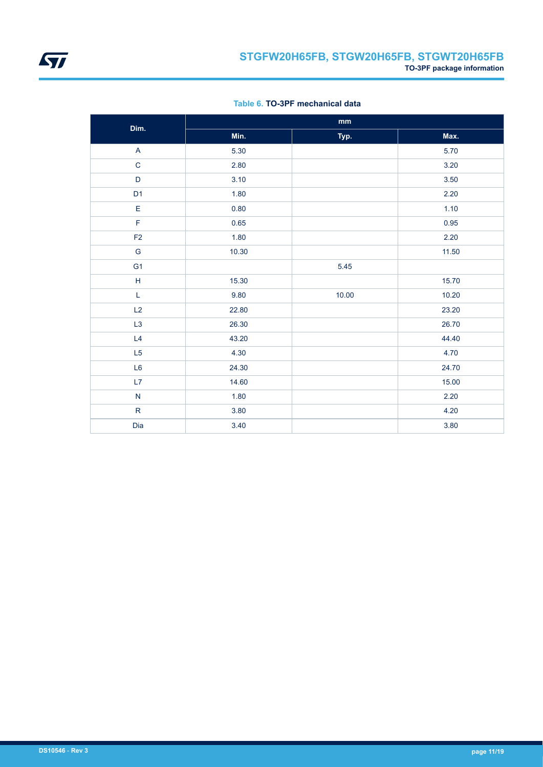**Table 6. TO-3PF mechanical data**

| Dim. | mm | | |
|---|---|---|---|
| | Min. | Typ. | Max. |
| A | 5.30 | | 5.70 |
| C | 2.80 | | 3.20 |
| D | 3.10 | | 3.50 |
| D1 | 1.80 | | 2.20 |
| E | 0.80 | | 1.10 |
| F | 0.65 | | 0.95 |
| F2 | 1.80 | | 2.20 |
| G | 10.30 | | 11.50 |
| G1 | | 5.45 | |
| H | 15.30 | | 15.70 |
| L | 9.80 | 10.00 | 10.20 |
| L2 | 22.80 | | 23.20 |
| L3 | 26.30 | | 26.70 |
| L4 | 43.20 | | 44.40 |
| L5 | 4.30 | | 4.70 |
| L6 | 24.30 | | 24.70 |
| L7 | 14.60 | | 15.00 |
| N | 1.80 | | 2.20 |
| R | 3.80 | | 4.20 |
| Dia | 3.40 | | 3.80 |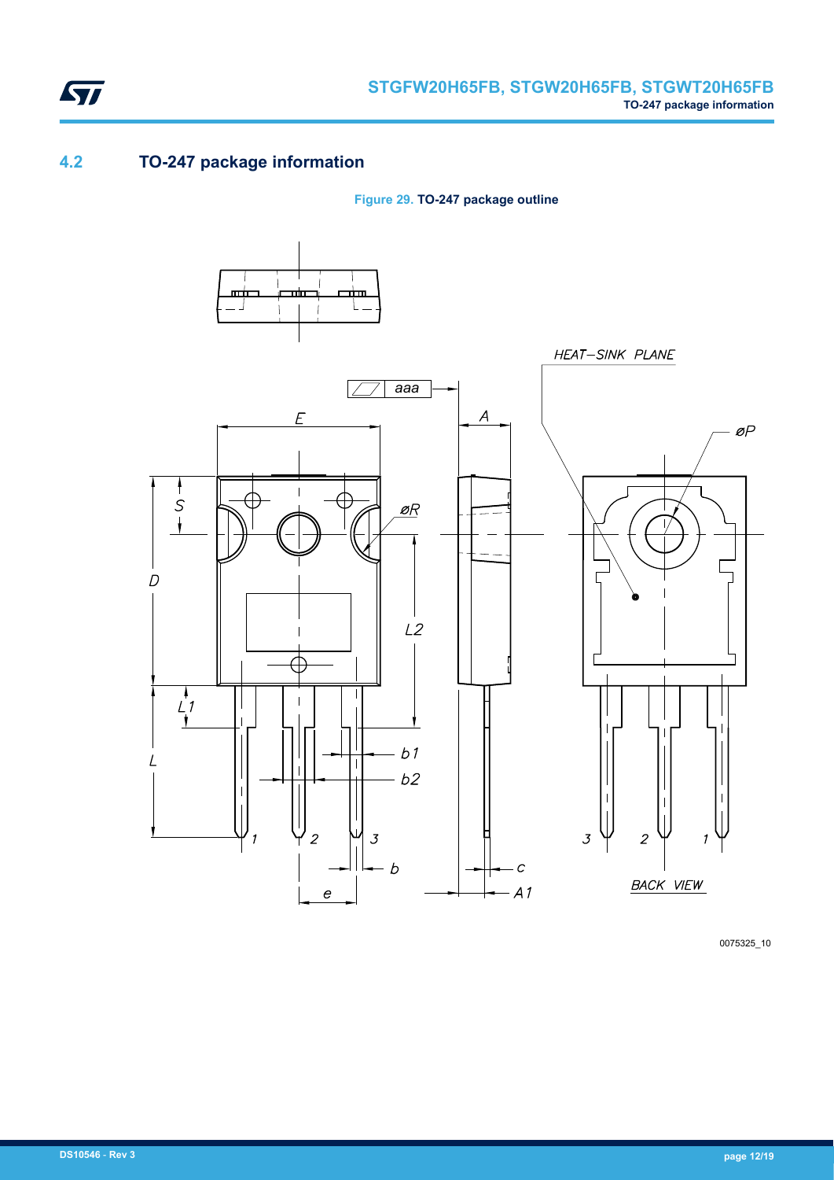## 4.2 TO-247 package information

**Figure 29. TO-247 package outline**

0075325_10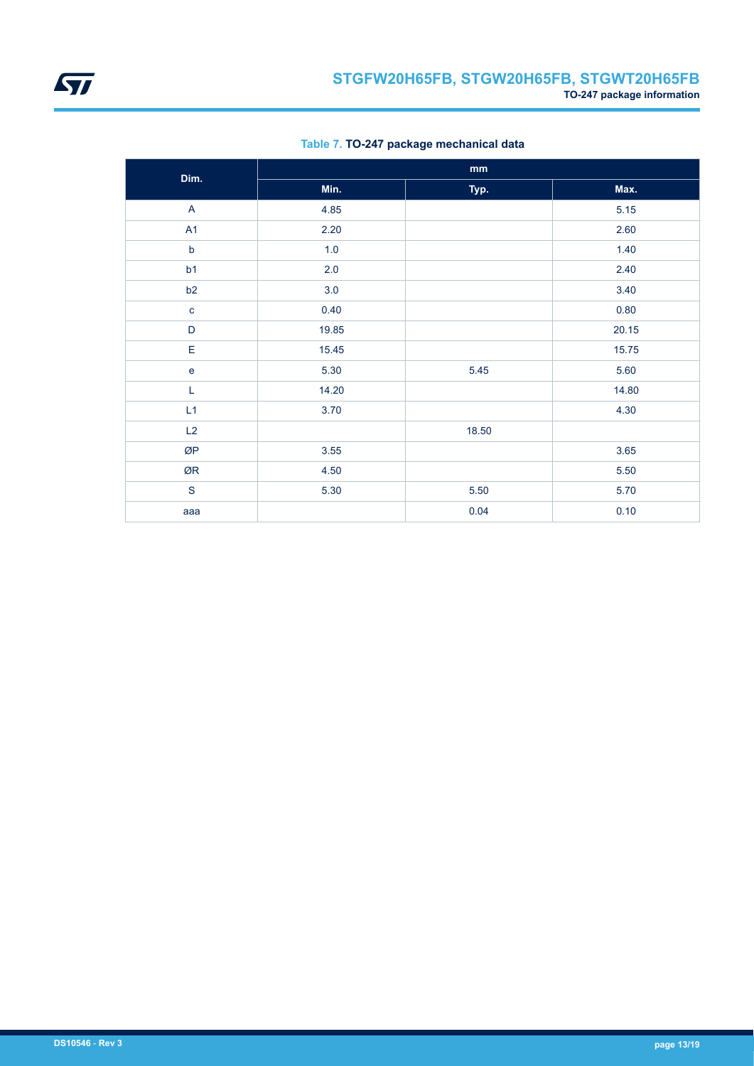**Table 7. TO-247 package mechanical data**

| Dim. | mm | | |
|---|---|---|---|
| | Min. | Typ. | Max. |
| A | 4.85 | | 5.15 |
| A1 | 2.20 | | 2.60 |
| b | 1.0 | | 1.40 |
| b1 | 2.0 | | 2.40 |
| b2 | 3.0 | | 3.40 |
| c | 0.40 | | 0.80 |
| D | 19.85 | | 20.15 |
| E | 15.45 | | 15.75 |
| e | 5.30 | 5.45 | 5.60 |
| L | 14.20 | | 14.80 |
| L1 | 3.70 | | 4.30 |
| L2 | | 18.50 | |
| ØP | 3.55 | | 3.65 |
| ØR | 4.50 | | 5.50 |
| S | 5.30 | 5.50 | 5.70 |
| aaa | | 0.04 | 0.10 |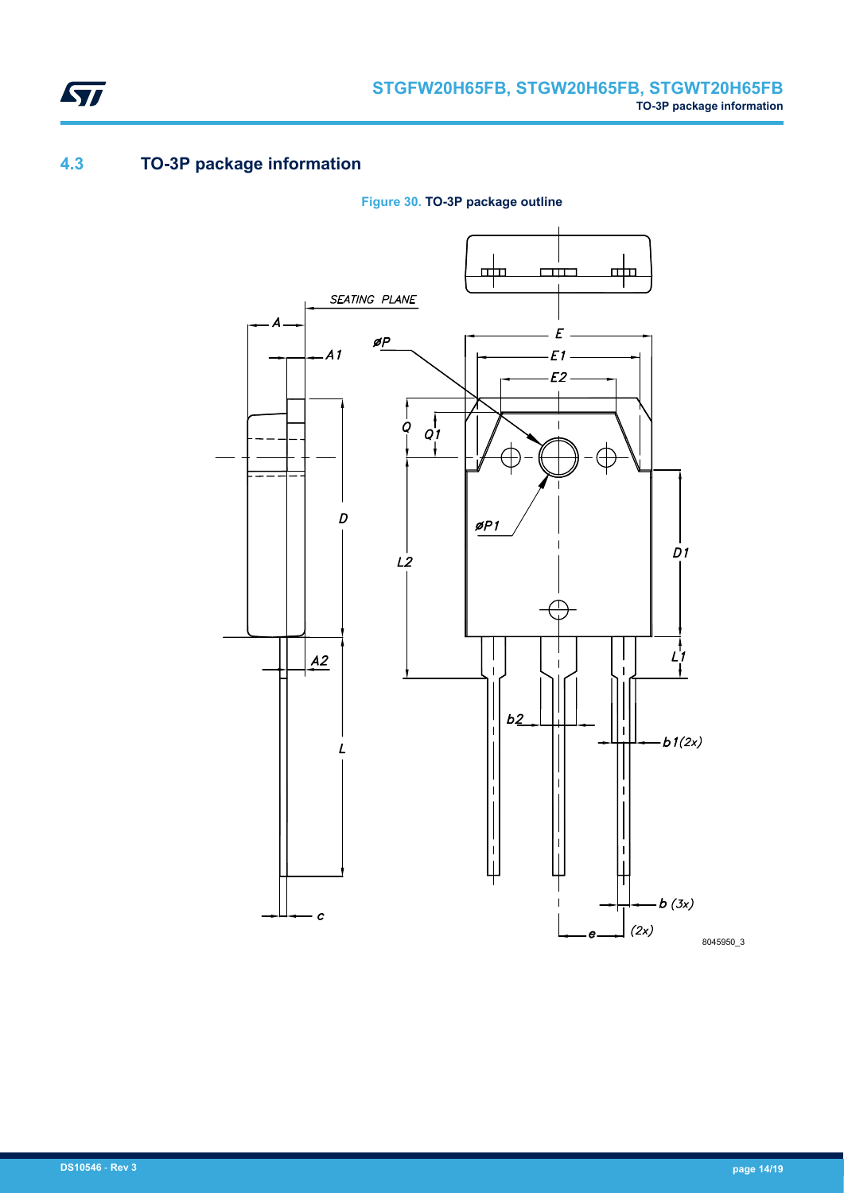## 4.3 TO-3P package information

Figure 30. TO-3P package outline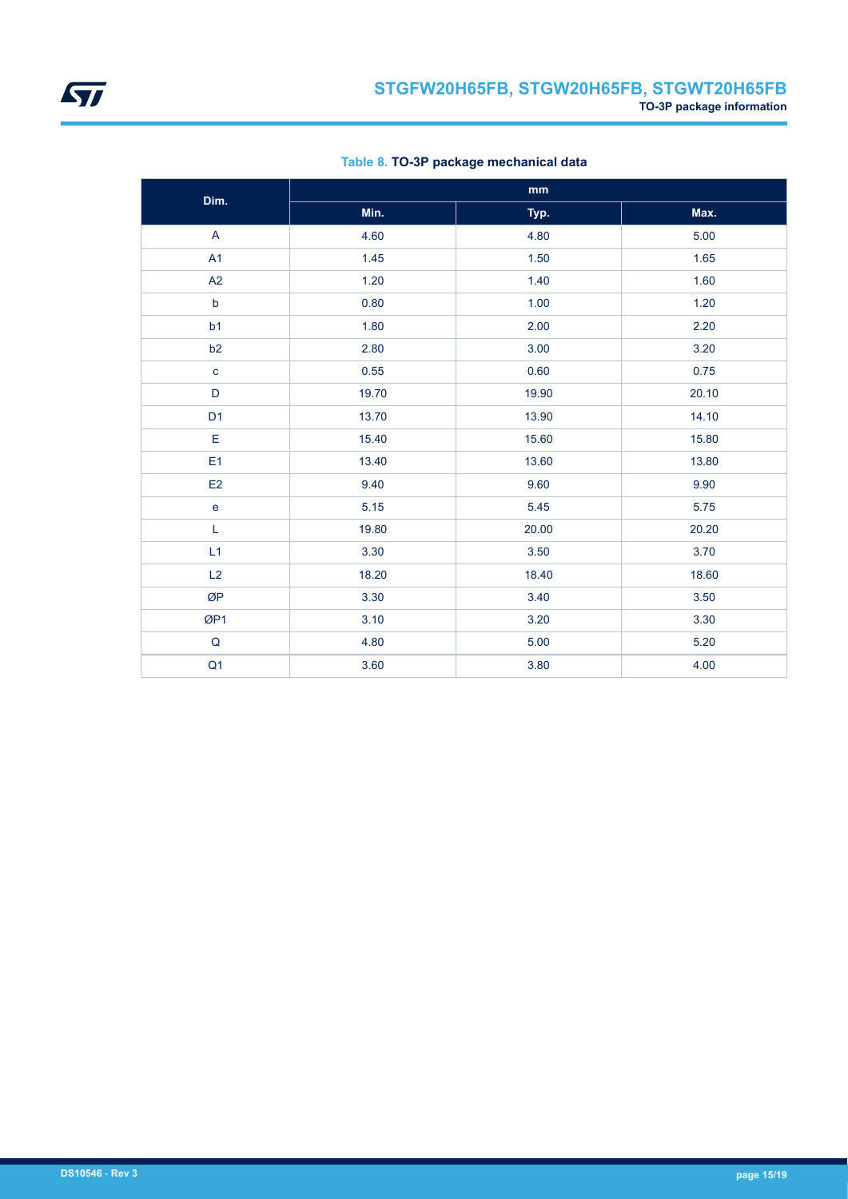**Table 8. TO-3P package mechanical data**

| Dim. | mm | | |
|---|---|---|---|
| | Min. | Typ. | Max. |
| A | 4.60 | 4.80 | 5.00 |
| A1 | 1.45 | 1.50 | 1.65 |
| A2 | 1.20 | 1.40 | 1.60 |
| b | 0.80 | 1.00 | 1.20 |
| b1 | 1.80 | 2.00 | 2.20 |
| b2 | 2.80 | 3.00 | 3.20 |
| c | 0.55 | 0.60 | 0.75 |
| D | 19.70 | 19.90 | 20.10 |
| D1 | 13.70 | 13.90 | 14.10 |
| E | 15.40 | 15.60 | 15.80 |
| E1 | 13.40 | 13.60 | 13.80 |
| E2 | 9.40 | 9.60 | 9.90 |
| e | 5.15 | 5.45 | 5.75 |
| L | 19.80 | 20.00 | 20.20 |
| L1 | 3.30 | 3.50 | 3.70 |
| L2 | 18.20 | 18.40 | 18.60 |
| ØP | 3.30 | 3.40 | 3.50 |
| ØP1 | 3.10 | 3.20 | 3.30 |
| Q | 4.80 | 5.00 | 5.20 |
| Q1 | 3.60 | 3.80 | 4.00 |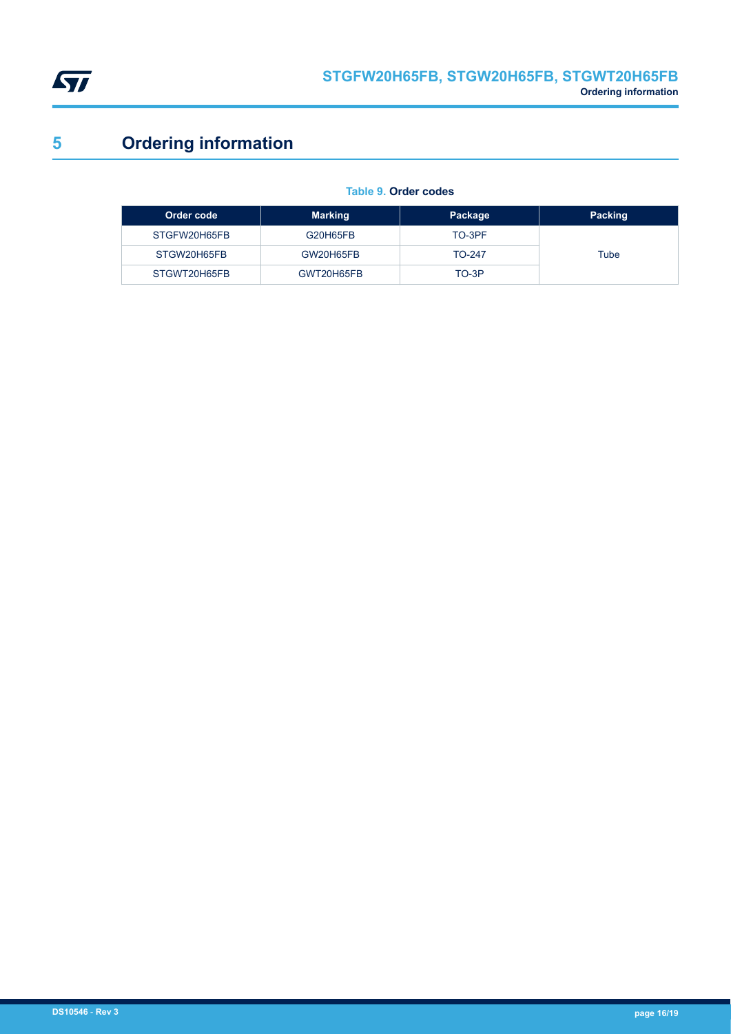# 5 Ordering information

**Table 9. Order codes**

| Order code | Marking | Package | Packing |
|---|---|---|---|
| STGFW20H65FB | G20H65FB | TO-3PF | Tube |
| STGW20H65FB | GW20H65FB | TO-247 | |
| STGWT20H65FB | GWT20H65FB | TO-3P | |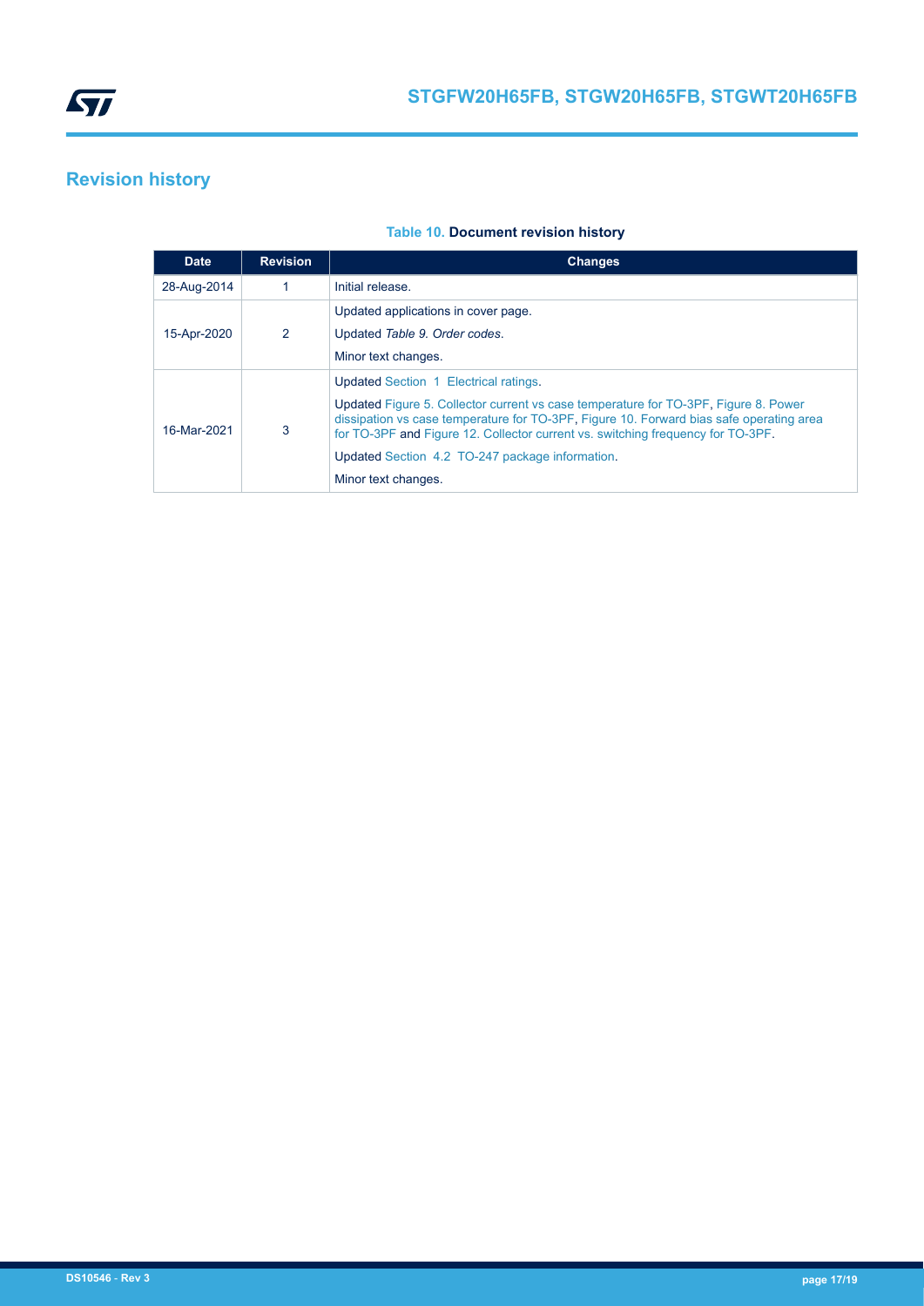# Revision history

**Table 10. Document revision history**

| Date | Revision | Changes |
|---|---|---|
| 28-Aug-2014 | 1 | Initial release. |
| 15-Apr-2020 | 2 | Updated applications in cover page.<br>Updated *Table 9. Order codes*.<br>Minor text changes. |
| 16-Mar-2021 | 3 | Updated Section 1 Electrical ratings.<br>Updated Figure 5. Collector current vs case temperature for TO-3PF, Figure 8. Power dissipation vs case temperature for TO-3PF, Figure 10. Forward bias safe operating area for TO-3PF and Figure 12. Collector current vs. switching frequency for TO-3PF.<br>Updated Section 4.2 TO-247 package information.<br>Minor text changes. |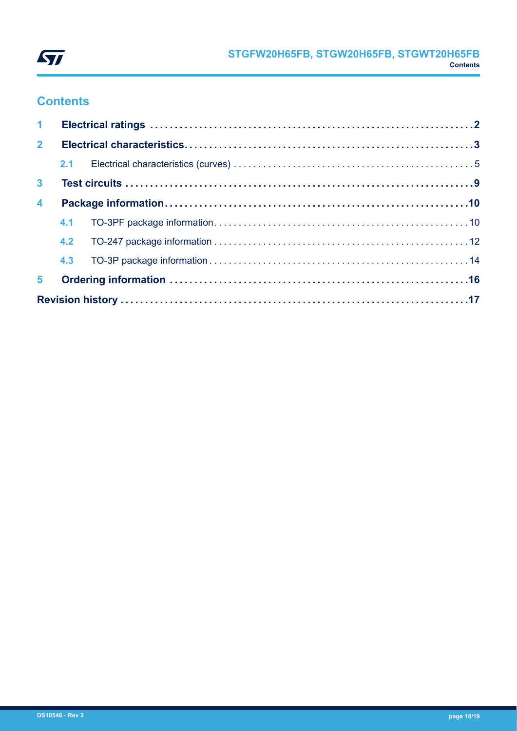## Contents

| | | |
|---|---|---|
| **1** | **Electrical ratings** | **2** |
| **2** | **Electrical characteristics** | **3** |
| 2.1 | Electrical characteristics (curves) | 5 |
| **3** | **Test circuits** | **9** |
| **4** | **Package information** | **10** |
| 4.1 | TO-3PF package information | 10 |
| 4.2 | TO-247 package information | 12 |
| 4.3 | TO-3P package information | 14 |
| **5** | **Ordering information** | **16** |
| | **Revision history** | **17** |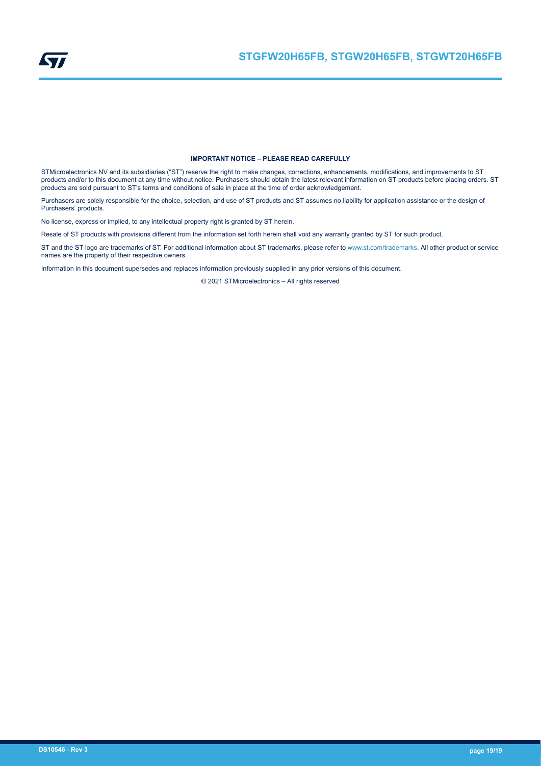**IMPORTANT NOTICE – PLEASE READ CAREFULLY**

STMicroelectronics NV and its subsidiaries ("ST") reserve the right to make changes, corrections, enhancements, modifications, and improvements to ST products and/or to this document at any time without notice. Purchasers should obtain the latest relevant information on ST products before placing orders. ST products are sold pursuant to ST's terms and conditions of sale in place at the time of order acknowledgement.

Purchasers are solely responsible for the choice, selection, and use of ST products and ST assumes no liability for application assistance or the design of Purchasers' products.

No license, express or implied, to any intellectual property right is granted by ST herein.

Resale of ST products with provisions different from the information set forth herein shall void any warranty granted by ST for such product.

ST and the ST logo are trademarks of ST. For additional information about ST trademarks, please refer to www.st.com/trademarks. All other product or service names are the property of their respective owners.

Information in this document supersedes and replaces information previously supplied in any prior versions of this document.

© 2021 STMicroelectronics – All rights reserved